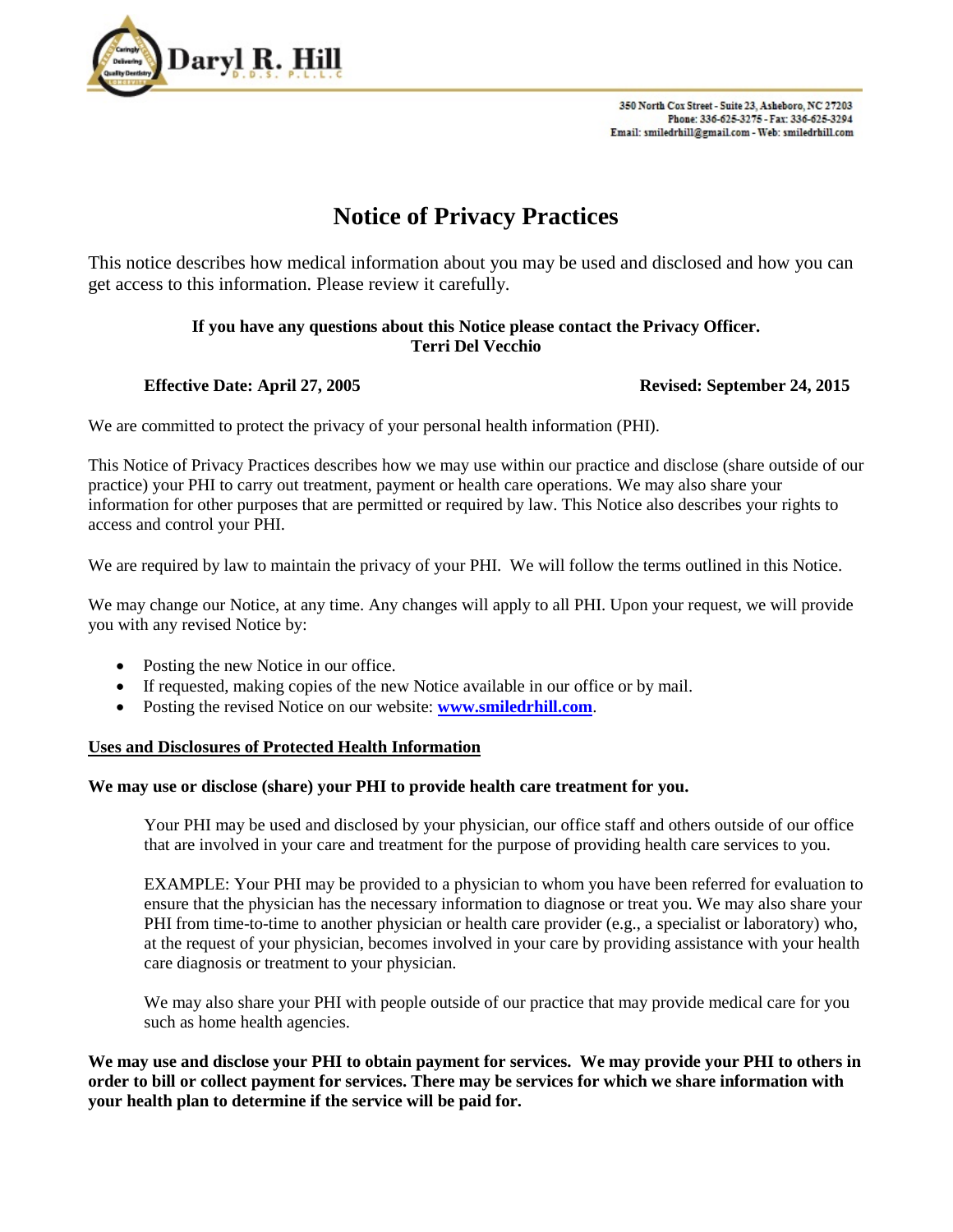Daryl R. Hill D.D.S. P.L.L.C

350 North Cox Street - Suite 23, Asheboro, NC 27203
Phone: 336-625-3275 - Fax: 336-625-3294
Email: smiledrhill@gmail.com - Web: smiledrhill.com

# Notice of Privacy Practices

This notice describes how medical information about you may be used and disclosed and how you can get access to this information. Please review it carefully.

**If you have any questions about this Notice please contact the Privacy Officer.**
**Terri Del Vecchio**

**Effective Date: April 27, 2005** **Revised: September 24, 2015**

We are committed to protect the privacy of your personal health information (PHI).

This Notice of Privacy Practices describes how we may use within our practice and disclose (share outside of our practice) your PHI to carry out treatment, payment or health care operations. We may also share your information for other purposes that are permitted or required by law. This Notice also describes your rights to access and control your PHI.

We are required by law to maintain the privacy of your PHI. We will follow the terms outlined in this Notice.

We may change our Notice, at any time. Any changes will apply to all PHI. Upon your request, we will provide you with any revised Notice by:

- Posting the new Notice in our office.
- If requested, making copies of the new Notice available in our office or by mail.
- Posting the revised Notice on our website: **www.smiledrhill.com**.

## Uses and Disclosures of Protected Health Information

**We may use or disclose (share) your PHI to provide health care treatment for you.**

Your PHI may be used and disclosed by your physician, our office staff and others outside of our office that are involved in your care and treatment for the purpose of providing health care services to you.

EXAMPLE: Your PHI may be provided to a physician to whom you have been referred for evaluation to ensure that the physician has the necessary information to diagnose or treat you. We may also share your PHI from time-to-time to another physician or health care provider (e.g., a specialist or laboratory) who, at the request of your physician, becomes involved in your care by providing assistance with your health care diagnosis or treatment to your physician.

We may also share your PHI with people outside of our practice that may provide medical care for you such as home health agencies.

**We may use and disclose your PHI to obtain payment for services. We may provide your PHI to others in order to bill or collect payment for services. There may be services for which we share information with your health plan to determine if the service will be paid for.**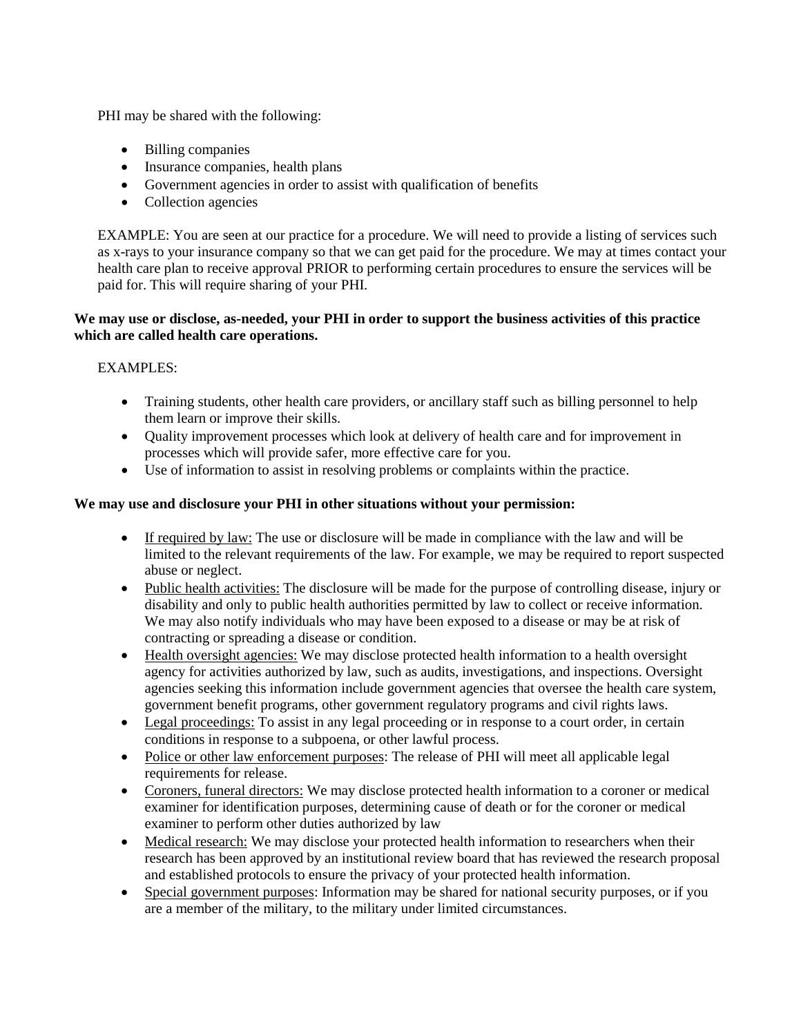PHI may be shared with the following:

- Billing companies
- Insurance companies, health plans
- Government agencies in order to assist with qualification of benefits
- Collection agencies

EXAMPLE: You are seen at our practice for a procedure. We will need to provide a listing of services such as x-rays to your insurance company so that we can get paid for the procedure. We may at times contact your health care plan to receive approval PRIOR to performing certain procedures to ensure the services will be paid for. This will require sharing of your PHI.

**We may use or disclose, as-needed, your PHI in order to support the business activities of this practice which are called health care operations.**

EXAMPLES:

- Training students, other health care providers, or ancillary staff such as billing personnel to help them learn or improve their skills.
- Quality improvement processes which look at delivery of health care and for improvement in processes which will provide safer, more effective care for you.
- Use of information to assist in resolving problems or complaints within the practice.

**We may use and disclosure your PHI in other situations without your permission:**

- <u>If required by law:</u> The use or disclosure will be made in compliance with the law and will be limited to the relevant requirements of the law. For example, we may be required to report suspected abuse or neglect.
- <u>Public health activities:</u> The disclosure will be made for the purpose of controlling disease, injury or disability and only to public health authorities permitted by law to collect or receive information. We may also notify individuals who may have been exposed to a disease or may be at risk of contracting or spreading a disease or condition.
- <u>Health oversight agencies:</u> We may disclose protected health information to a health oversight agency for activities authorized by law, such as audits, investigations, and inspections. Oversight agencies seeking this information include government agencies that oversee the health care system, government benefit programs, other government regulatory programs and civil rights laws.
- <u>Legal proceedings:</u> To assist in any legal proceeding or in response to a court order, in certain conditions in response to a subpoena, or other lawful process.
- <u>Police or other law enforcement purposes</u>: The release of PHI will meet all applicable legal requirements for release.
- <u>Coroners, funeral directors:</u> We may disclose protected health information to a coroner or medical examiner for identification purposes, determining cause of death or for the coroner or medical examiner to perform other duties authorized by law
- <u>Medical research:</u> We may disclose your protected health information to researchers when their research has been approved by an institutional review board that has reviewed the research proposal and established protocols to ensure the privacy of your protected health information.
- <u>Special government purposes</u>: Information may be shared for national security purposes, or if you are a member of the military, to the military under limited circumstances.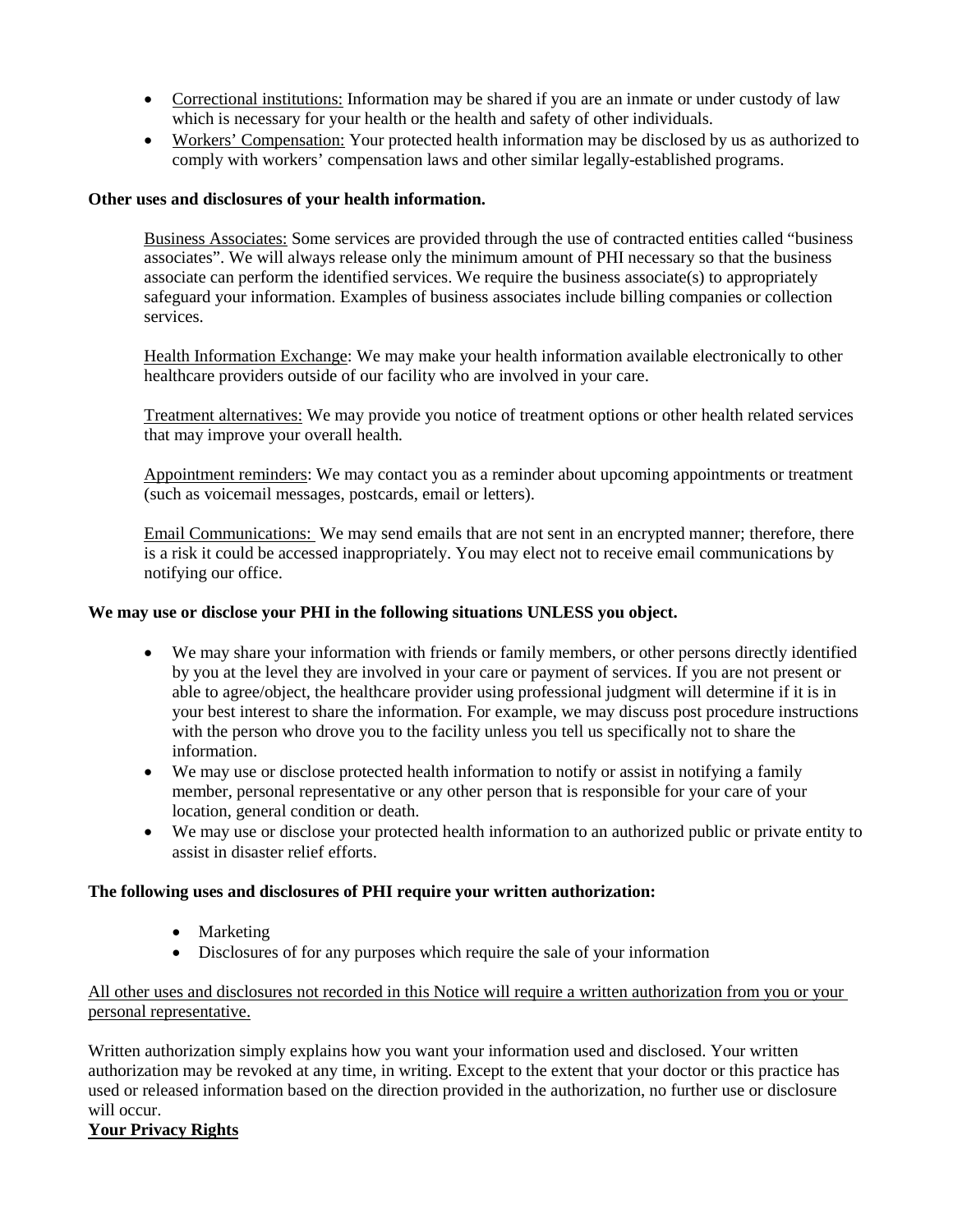- Correctional institutions: Information may be shared if you are an inmate or under custody of law which is necessary for your health or the health and safety of other individuals.
- Workers' Compensation: Your protected health information may be disclosed by us as authorized to comply with workers' compensation laws and other similar legally-established programs.

**Other uses and disclosures of your health information.**

Business Associates: Some services are provided through the use of contracted entities called "business associates". We will always release only the minimum amount of PHI necessary so that the business associate can perform the identified services. We require the business associate(s) to appropriately safeguard your information. Examples of business associates include billing companies or collection services.

Health Information Exchange: We may make your health information available electronically to other healthcare providers outside of our facility who are involved in your care.

Treatment alternatives: We may provide you notice of treatment options or other health related services that may improve your overall health.

Appointment reminders: We may contact you as a reminder about upcoming appointments or treatment (such as voicemail messages, postcards, email or letters).

Email Communications: We may send emails that are not sent in an encrypted manner; therefore, there is a risk it could be accessed inappropriately. You may elect not to receive email communications by notifying our office.

**We may use or disclose your PHI in the following situations UNLESS you object.**

- We may share your information with friends or family members, or other persons directly identified by you at the level they are involved in your care or payment of services. If you are not present or able to agree/object, the healthcare provider using professional judgment will determine if it is in your best interest to share the information. For example, we may discuss post procedure instructions with the person who drove you to the facility unless you tell us specifically not to share the information.
- We may use or disclose protected health information to notify or assist in notifying a family member, personal representative or any other person that is responsible for your care of your location, general condition or death.
- We may use or disclose your protected health information to an authorized public or private entity to assist in disaster relief efforts.

**The following uses and disclosures of PHI require your written authorization:**

- Marketing
- Disclosures of for any purposes which require the sale of your information

All other uses and disclosures not recorded in this Notice will require a written authorization from you or your personal representative.

Written authorization simply explains how you want your information used and disclosed. Your written authorization may be revoked at any time, in writing. Except to the extent that your doctor or this practice has used or released information based on the direction provided in the authorization, no further use or disclosure will occur.

**Your Privacy Rights**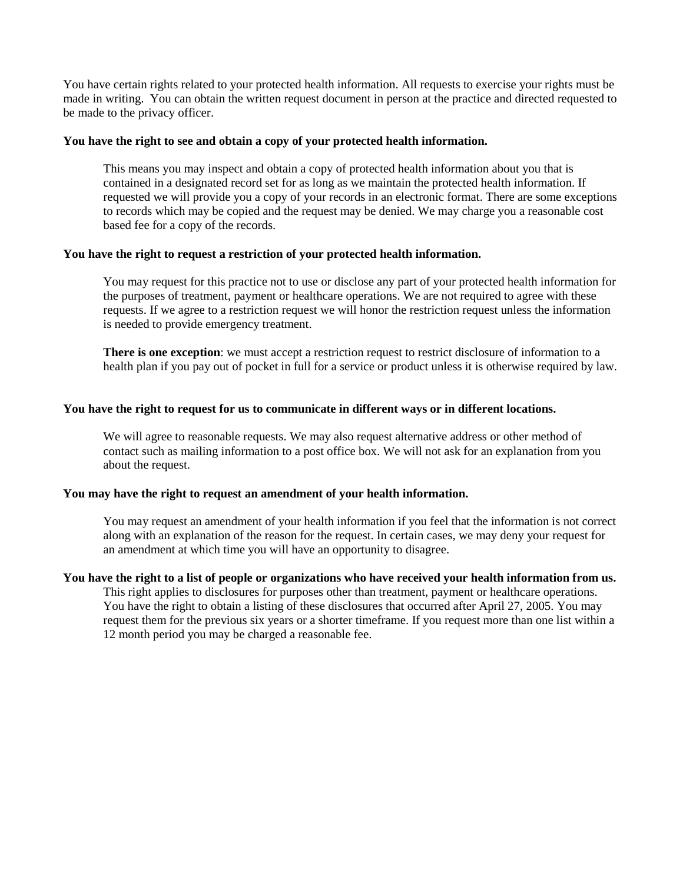You have certain rights related to your protected health information. All requests to exercise your rights must be made in writing. You can obtain the written request document in person at the practice and directed requested to be made to the privacy officer.

**You have the right to see and obtain a copy of your protected health information.**

This means you may inspect and obtain a copy of protected health information about you that is contained in a designated record set for as long as we maintain the protected health information. If requested we will provide you a copy of your records in an electronic format. There are some exceptions to records which may be copied and the request may be denied. We may charge you a reasonable cost based fee for a copy of the records.

**You have the right to request a restriction of your protected health information.**

You may request for this practice not to use or disclose any part of your protected health information for the purposes of treatment, payment or healthcare operations. We are not required to agree with these requests. If we agree to a restriction request we will honor the restriction request unless the information is needed to provide emergency treatment.

**There is one exception**: we must accept a restriction request to restrict disclosure of information to a health plan if you pay out of pocket in full for a service or product unless it is otherwise required by law.

**You have the right to request for us to communicate in different ways or in different locations.**

We will agree to reasonable requests. We may also request alternative address or other method of contact such as mailing information to a post office box. We will not ask for an explanation from you about the request.

**You may have the right to request an amendment of your health information.**

You may request an amendment of your health information if you feel that the information is not correct along with an explanation of the reason for the request. In certain cases, we may deny your request for an amendment at which time you will have an opportunity to disagree.

**You have the right to a list of people or organizations who have received your health information from us.**

This right applies to disclosures for purposes other than treatment, payment or healthcare operations. You have the right to obtain a listing of these disclosures that occurred after April 27, 2005. You may request them for the previous six years or a shorter timeframe. If you request more than one list within a 12 month period you may be charged a reasonable fee.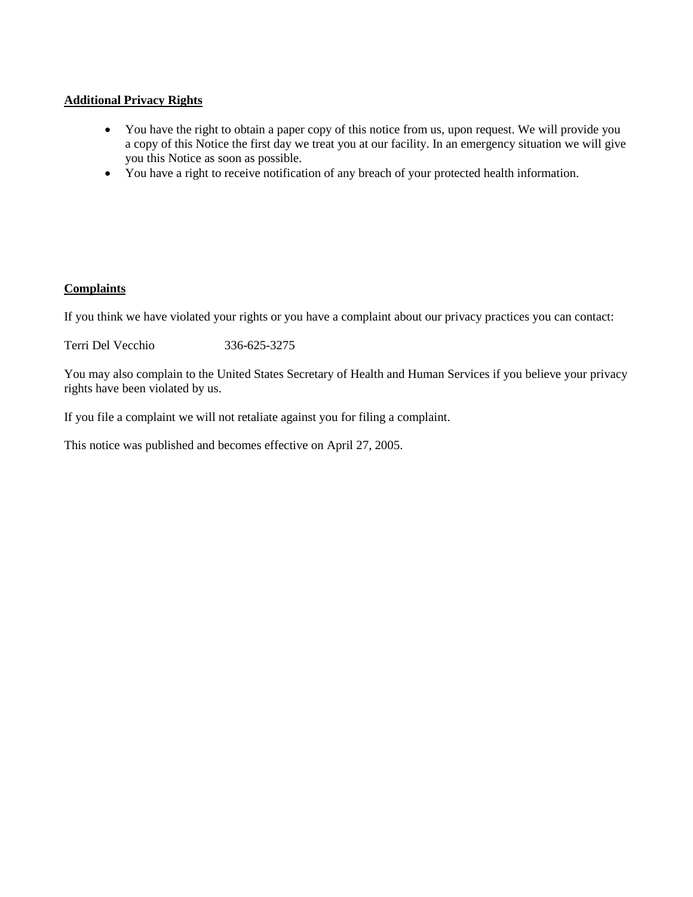**Additional Privacy Rights**

- You have the right to obtain a paper copy of this notice from us, upon request. We will provide you a copy of this Notice the first day we treat you at our facility. In an emergency situation we will give you this Notice as soon as possible.
- You have a right to receive notification of any breach of your protected health information.

**Complaints**

If you think we have violated your rights or you have a complaint about our privacy practices you can contact:

Terri Del Vecchio 336-625-3275

You may also complain to the United States Secretary of Health and Human Services if you believe your privacy rights have been violated by us.

If you file a complaint we will not retaliate against you for filing a complaint.

This notice was published and becomes effective on April 27, 2005.